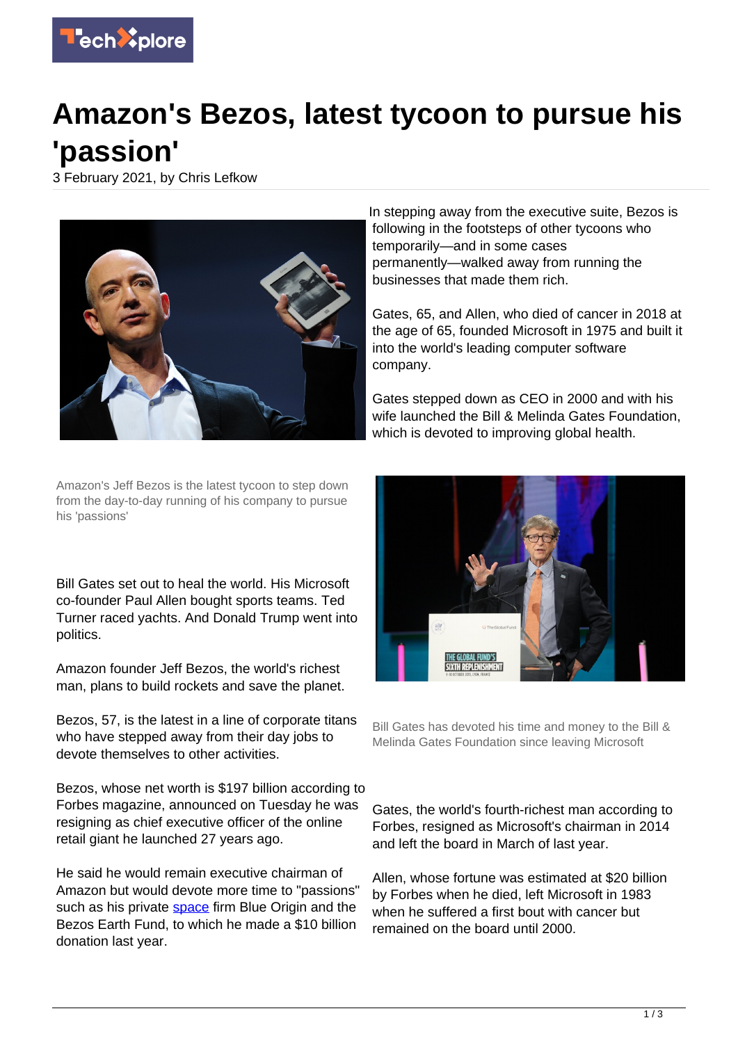# Amazon's Bezos, latest tycoon to pursue his 'passion'

3 February 2021, by Chris Lefkow

Amazon's Jeff Bezos is the latest tycoon to step down from the day-to-day running of his company to pursue his 'passions'

Bill Gates set out to heal the world. His Microsoft co-founder Paul Allen bought sports teams. Ted Turner raced yachts. And Donald Trump went into politics.

Amazon founder Jeff Bezos, the world's richest man, plans to build rockets and save the planet.

Bezos, 57, is the latest in a line of corporate titans who have stepped away from their day jobs to devote themselves to other activities.

Bezos, whose net worth is $197 billion according to Forbes magazine, announced on Tuesday he was resigning as chief executive officer of the online retail giant he launched 27 years ago.

He said he would remain executive chairman of Amazon but would devote more time to "passions" such as his private space firm Blue Origin and the Bezos Earth Fund, to which he made a $10 billion donation last year.

In stepping away from the executive suite, Bezos is following in the footsteps of other tycoons who temporarily—and in some cases permanently—walked away from running the businesses that made them rich.

Gates, 65, and Allen, who died of cancer in 2018 at the age of 65, founded Microsoft in 1975 and built it into the world's leading computer software company.

Gates stepped down as CEO in 2000 and with his wife launched the Bill & Melinda Gates Foundation, which is devoted to improving global health.

Bill Gates has devoted his time and money to the Bill & Melinda Gates Foundation since leaving Microsoft

Gates, the world's fourth-richest man according to Forbes, resigned as Microsoft's chairman in 2014 and left the board in March of last year.

Allen, whose fortune was estimated at $20 billion by Forbes when he died, left Microsoft in 1983 when he suffered a first bout with cancer but remained on the board until 2000.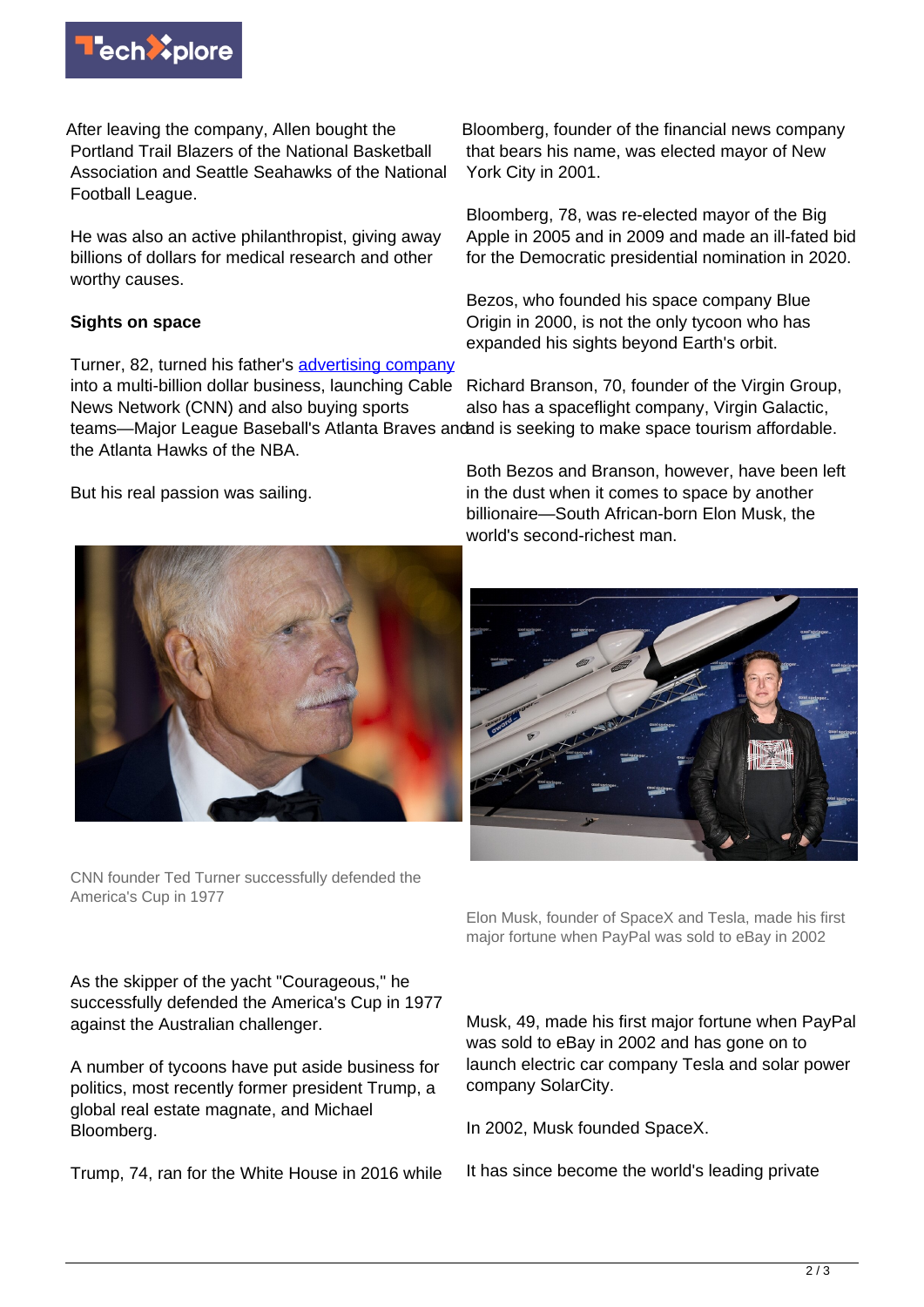After leaving the company, Allen bought the Portland Trail Blazers of the National Basketball Association and Seattle Seahawks of the National Football League.

He was also an active philanthropist, giving away billions of dollars for medical research and other worthy causes.

**Sights on space**

Turner, 82, turned his father's advertising company into a multi-billion dollar business, launching Cable News Network (CNN) and also buying sports teams—Major League Baseball's Atlanta Braves and the Atlanta Hawks of the NBA.

But his real passion was sailing.

CNN founder Ted Turner successfully defended the America's Cup in 1977

As the skipper of the yacht "Courageous," he successfully defended the America's Cup in 1977 against the Australian challenger.

A number of tycoons have put aside business for politics, most recently former president Trump, a global real estate magnate, and Michael Bloomberg.

Trump, 74, ran for the White House in 2016 while Bloomberg, founder of the financial news company that bears his name, was elected mayor of New York City in 2001.

Bloomberg, 78, was re-elected mayor of the Big Apple in 2005 and in 2009 and made an ill-fated bid for the Democratic presidential nomination in 2020.

Bezos, who founded his space company Blue Origin in 2000, is not the only tycoon who has expanded his sights beyond Earth's orbit.

Richard Branson, 70, founder of the Virgin Group, also has a spaceflight company, Virgin Galactic, and is seeking to make space tourism affordable.

Both Bezos and Branson, however, have been left in the dust when it comes to space by another billionaire—South African-born Elon Musk, the world's second-richest man.

Elon Musk, founder of SpaceX and Tesla, made his first major fortune when PayPal was sold to eBay in 2002

Musk, 49, made his first major fortune when PayPal was sold to eBay in 2002 and has gone on to launch electric car company Tesla and solar power company SolarCity.

In 2002, Musk founded SpaceX.

It has since become the world's leading private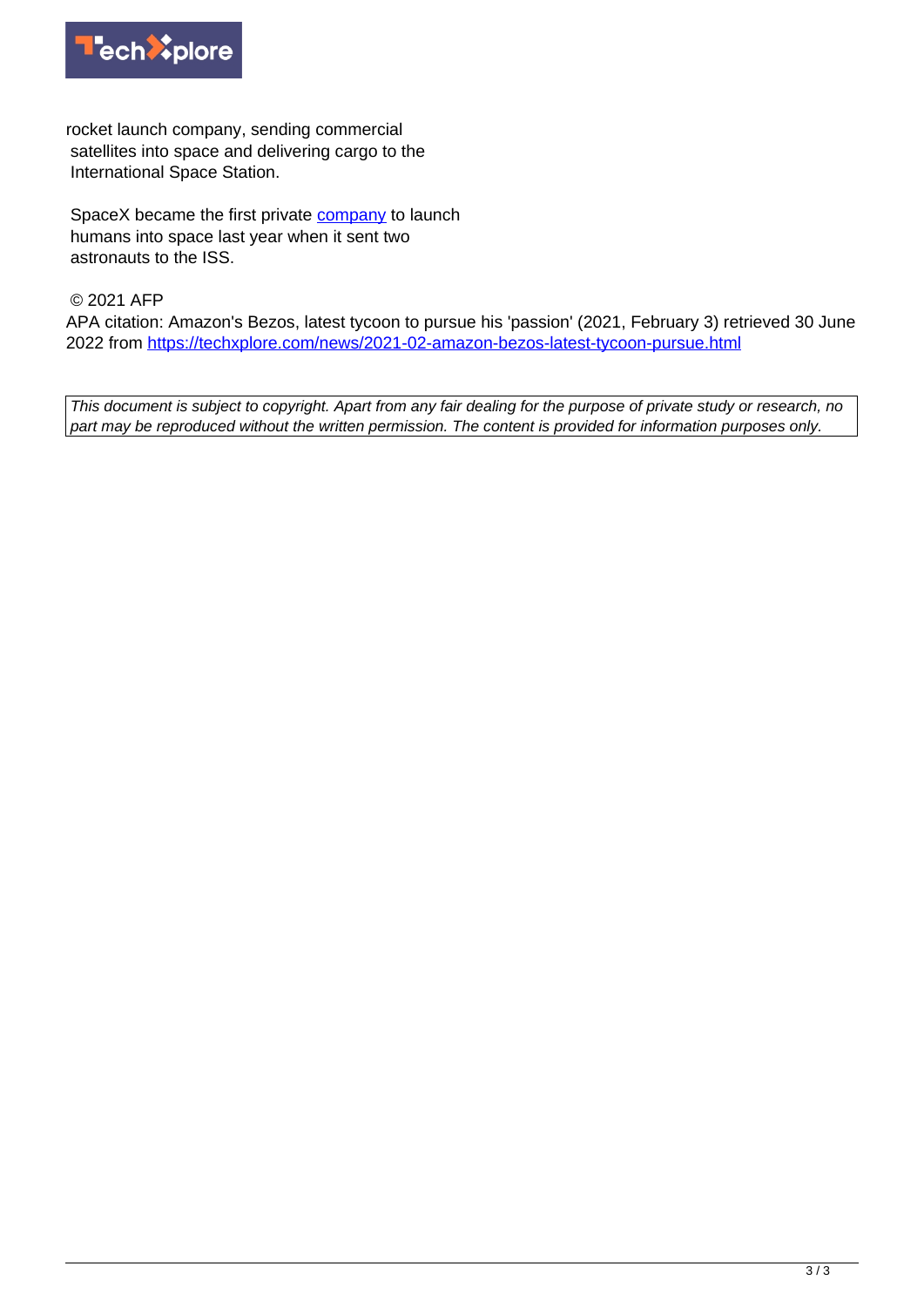rocket launch company, sending commercial satellites into space and delivering cargo to the International Space Station.

SpaceX became the first private [company](https://techxplore.com/tags/company/) to launch humans into space last year when it sent two astronauts to the ISS.

© 2021 AFP

APA citation: Amazon's Bezos, latest tycoon to pursue his 'passion' (2021, February 3) retrieved 30 June 2022 from https://techxplore.com/news/2021-02-amazon-bezos-latest-tycoon-pursue.html

*This document is subject to copyright. Apart from any fair dealing for the purpose of private study or research, no part may be reproduced without the written permission. The content is provided for information purposes only.*